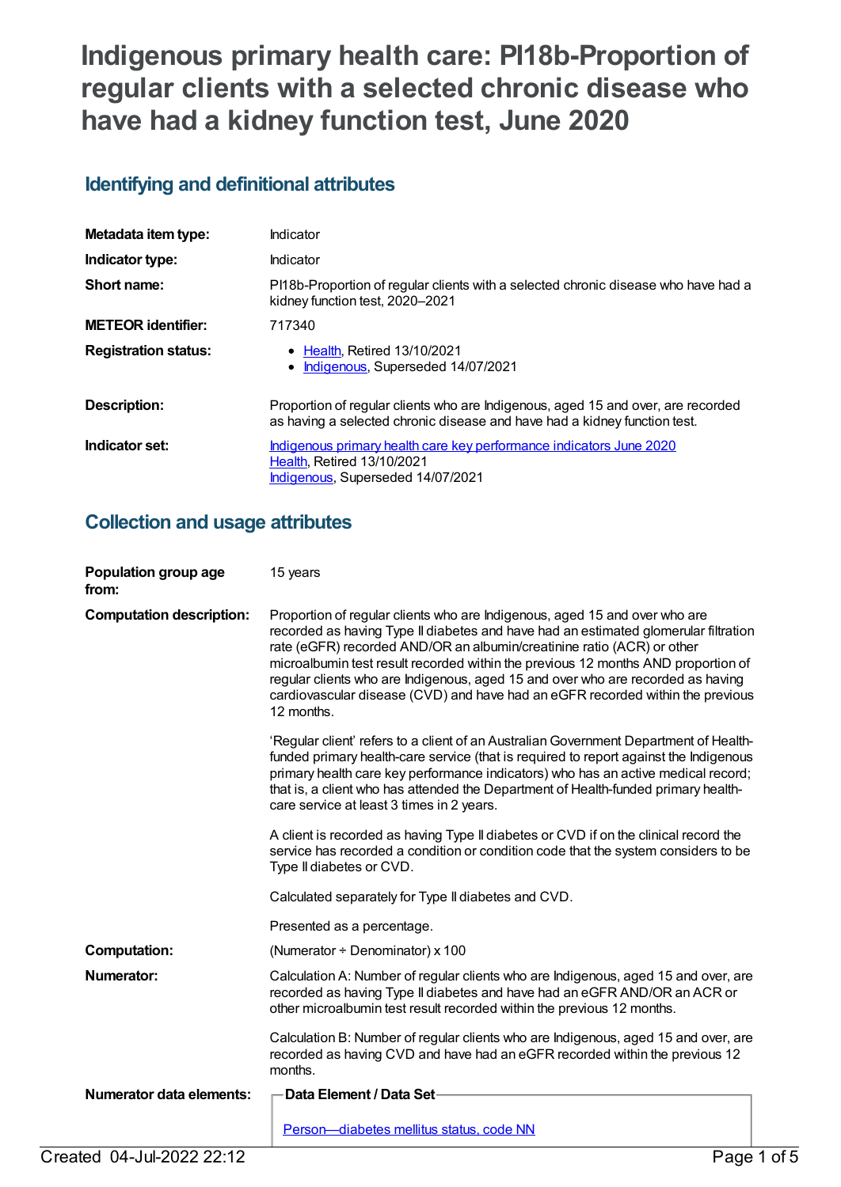# Indigenous primary health care: PI18b-Proportion of regular clients with a selected chronic disease who have had a kidney function test, June 2020

## Identifying and definitional attributes

| | |
|---|---|
| **Metadata item type:** | Indicator |
| **Indicator type:** | Indicator |
| **Short name:** | PI18b-Proportion of regular clients with a selected chronic disease who have had a kidney function test, 2020–2021 |
| **METEOR identifier:** | 717340 |
| **Registration status:** | • Health, Retired 13/10/2021<br>• Indigenous, Superseded 14/07/2021 |
| **Description:** | Proportion of regular clients who are Indigenous, aged 15 and over, are recorded as having a selected chronic disease and have had a kidney function test. |
| **Indicator set:** | Indigenous primary health care key performance indicators June 2020<br>Health, Retired 13/10/2021<br>Indigenous, Superseded 14/07/2021 |

## Collection and usage attributes

**Population group age from:** 15 years

**Computation description:** Proportion of regular clients who are Indigenous, aged 15 and over who are recorded as having Type II diabetes and have had an estimated glomerular filtration rate (eGFR) recorded AND/OR an albumin/creatinine ratio (ACR) or other microalbumin test result recorded within the previous 12 months AND proportion of regular clients who are Indigenous, aged 15 and over who are recorded as having cardiovascular disease (CVD) and have had an eGFR recorded within the previous 12 months.

'Regular client' refers to a client of an Australian Government Department of Health-funded primary health-care service (that is required to report against the Indigenous primary health care key performance indicators) who has an active medical record; that is, a client who has attended the Department of Health-funded primary health-care service at least 3 times in 2 years.

A client is recorded as having Type II diabetes or CVD if on the clinical record the service has recorded a condition or condition code that the system considers to be Type II diabetes or CVD.

Calculated separately for Type II diabetes and CVD.

Presented as a percentage.

**Computation:** (Numerator ÷ Denominator) x 100

**Numerator:** Calculation A: Number of regular clients who are Indigenous, aged 15 and over, are recorded as having Type II diabetes and have had an eGFR AND/OR an ACR or other microalbumin test result recorded within the previous 12 months.

Calculation B: Number of regular clients who are Indigenous, aged 15 and over, are recorded as having CVD and have had an eGFR recorded within the previous 12 months.

**Numerator data elements:**

| Data Element / Data Set |
|---|
| Person—diabetes mellitus status, code NN |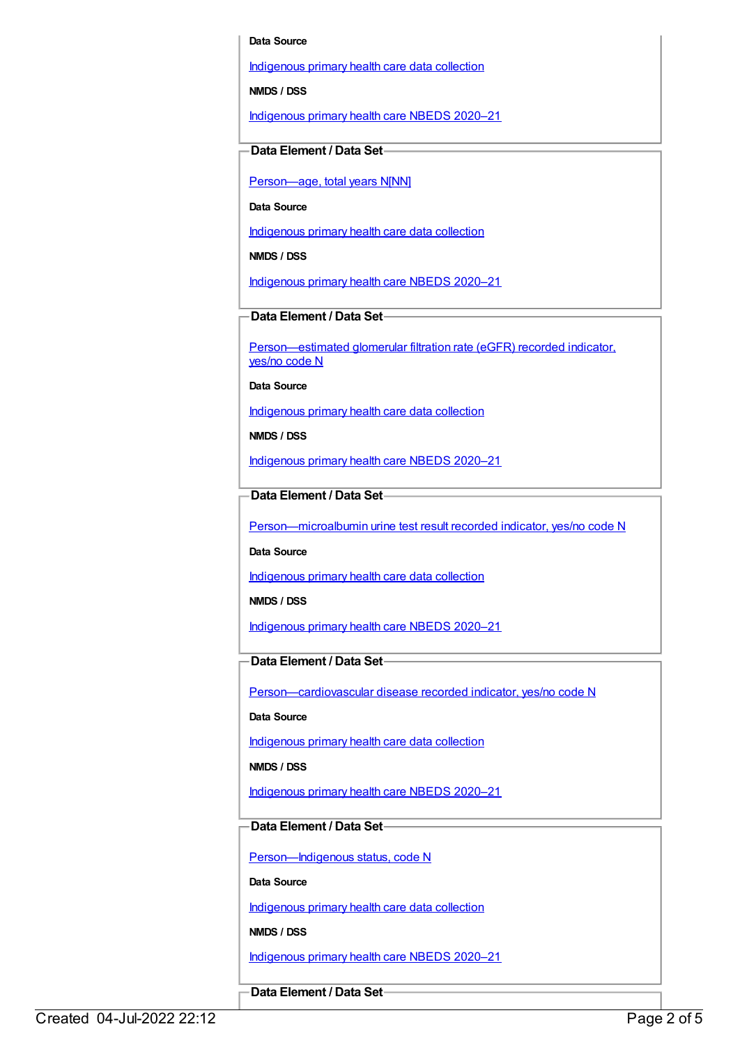**Data Source**

Indigenous primary health care data collection

**NMDS / DSS**

Indigenous primary health care NBEDS 2020–21

**Data Element / Data Set**

Person—age, total years N[NN]

**Data Source**

Indigenous primary health care data collection

**NMDS / DSS**

Indigenous primary health care NBEDS 2020–21

**Data Element / Data Set**

Person—estimated glomerular filtration rate (eGFR) recorded indicator, yes/no code N

**Data Source**

Indigenous primary health care data collection

**NMDS / DSS**

Indigenous primary health care NBEDS 2020–21

**Data Element / Data Set**

Person—microalbumin urine test result recorded indicator, yes/no code N

**Data Source**

Indigenous primary health care data collection

**NMDS / DSS**

Indigenous primary health care NBEDS 2020–21

**Data Element / Data Set**

Person—cardiovascular disease recorded indicator, yes/no code N

**Data Source**

Indigenous primary health care data collection

**NMDS / DSS**

Indigenous primary health care NBEDS 2020–21

**Data Element / Data Set**

Person—Indigenous status, code N

**Data Source**

Indigenous primary health care data collection

**NMDS / DSS**

Indigenous primary health care NBEDS 2020–21

**Data Element / Data Set**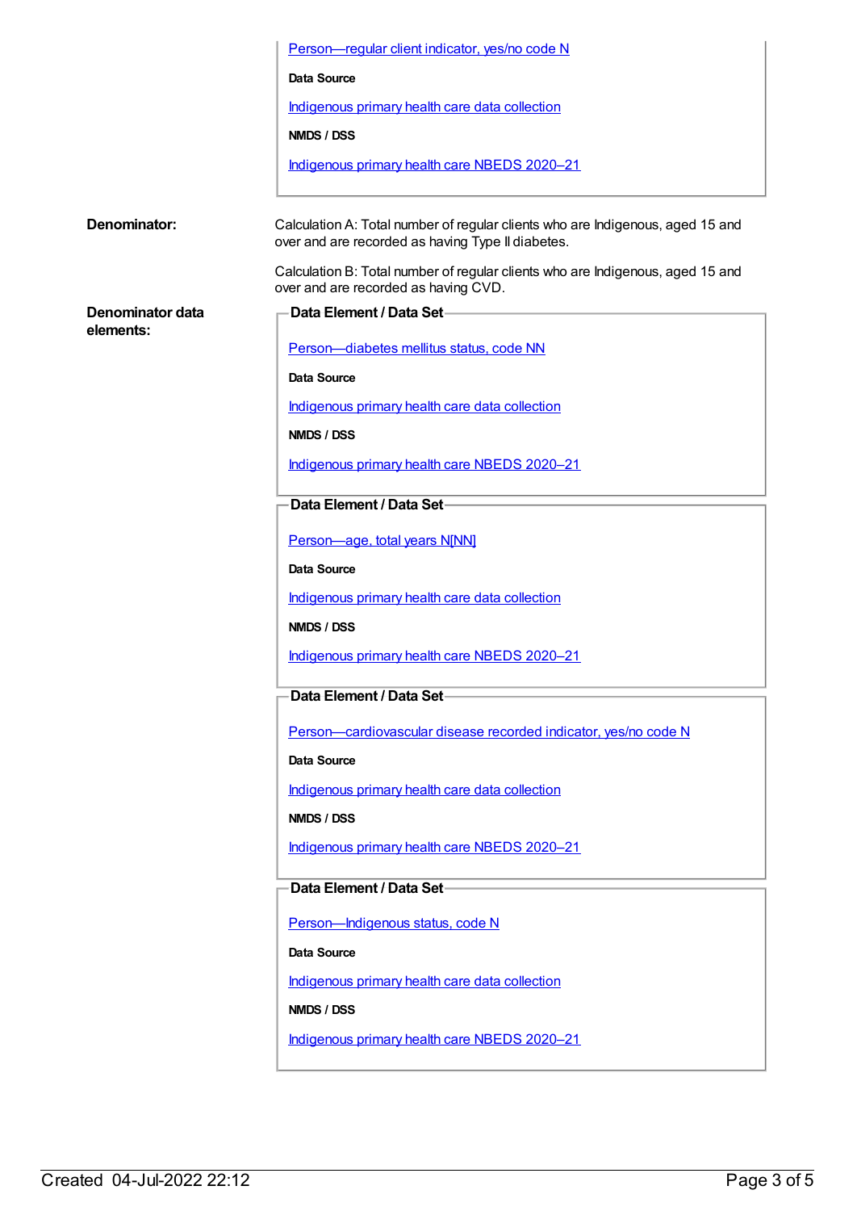Person—regular client indicator, yes/no code N

**Data Source**

Indigenous primary health care data collection

**NMDS / DSS**

Indigenous primary health care NBEDS 2020–21

**Denominator:**

Calculation A: Total number of regular clients who are Indigenous, aged 15 and over and are recorded as having Type II diabetes.

Calculation B: Total number of regular clients who are Indigenous, aged 15 and over and are recorded as having CVD.

**Denominator data elements:**

**Data Element / Data Set**

Person—diabetes mellitus status, code NN

**Data Source**

Indigenous primary health care data collection

**NMDS / DSS**

Indigenous primary health care NBEDS 2020–21

**Data Element / Data Set**

Person—age, total years N[NN]

**Data Source**

Indigenous primary health care data collection

**NMDS / DSS**

Indigenous primary health care NBEDS 2020–21

**Data Element / Data Set**

Person—cardiovascular disease recorded indicator, yes/no code N

**Data Source**

Indigenous primary health care data collection

**NMDS / DSS**

Indigenous primary health care NBEDS 2020–21

**Data Element / Data Set**

Person—Indigenous status, code N

**Data Source**

Indigenous primary health care data collection

**NMDS / DSS**

Indigenous primary health care NBEDS 2020–21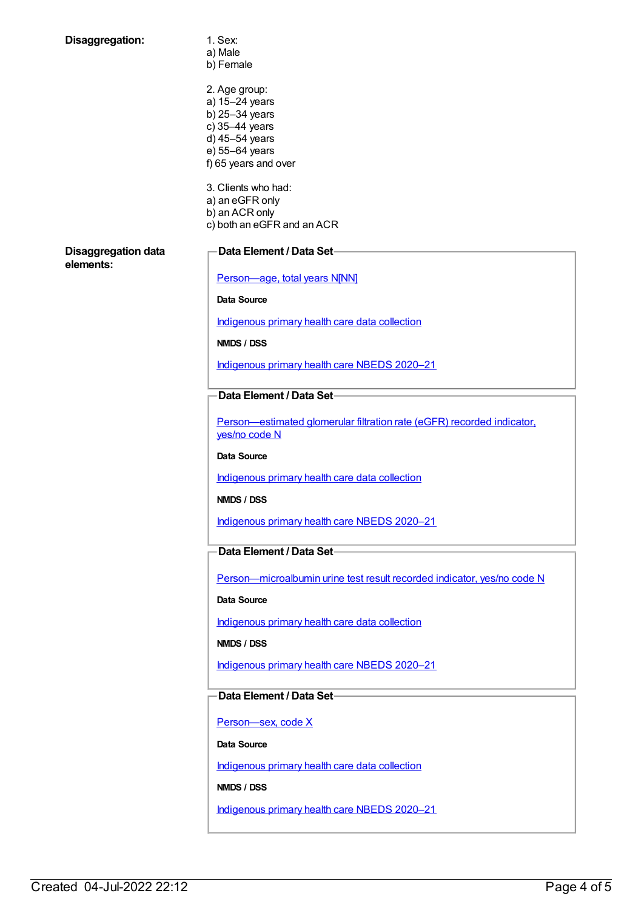**Disaggregation:**

1. Sex:
a) Male
b) Female

2. Age group:
a) 15–24 years
b) 25–34 years
c) 35–44 years
d) 45–54 years
e) 55–64 years
f) 65 years and over

3. Clients who had:
a) an eGFR only
b) an ACR only
c) both an eGFR and an ACR

**Disaggregation data elements:**

**Data Element / Data Set**

Person—age, total years N[NN]

**Data Source**

Indigenous primary health care data collection

**NMDS / DSS**

Indigenous primary health care NBEDS 2020–21

**Data Element / Data Set**

Person—estimated glomerular filtration rate (eGFR) recorded indicator, yes/no code N

**Data Source**

Indigenous primary health care data collection

**NMDS / DSS**

Indigenous primary health care NBEDS 2020–21

**Data Element / Data Set**

Person—microalbumin urine test result recorded indicator, yes/no code N

**Data Source**

Indigenous primary health care data collection

**NMDS / DSS**

Indigenous primary health care NBEDS 2020–21

**Data Element / Data Set**

Person—sex, code X

**Data Source**

Indigenous primary health care data collection

**NMDS / DSS**

Indigenous primary health care NBEDS 2020–21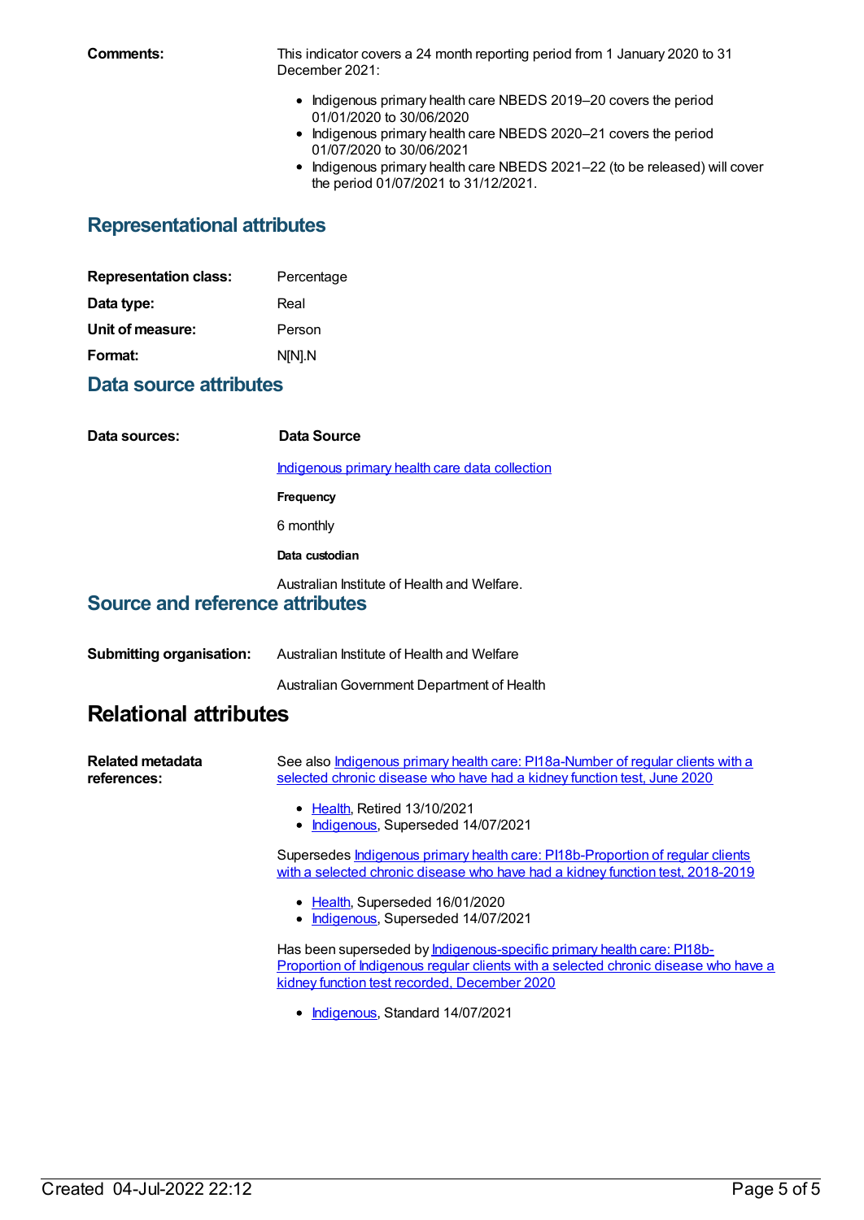**Comments:**

This indicator covers a 24 month reporting period from 1 January 2020 to 31 December 2021:

- Indigenous primary health care NBEDS 2019–20 covers the period 01/01/2020 to 30/06/2020
- Indigenous primary health care NBEDS 2020–21 covers the period 01/07/2020 to 30/06/2021
- Indigenous primary health care NBEDS 2021–22 (to be released) will cover the period 01/07/2021 to 31/12/2021.

## Representational attributes

**Representation class:** Percentage

**Data type:** Real

**Unit of measure:** Person

**Format:** N[N].N

## Data source attributes

**Data sources:**

**Data Source**

Indigenous primary health care data collection

**Frequency**

6 monthly

**Data custodian**

Australian Institute of Health and Welfare.

## Source and reference attributes

**Submitting organisation:** Australian Institute of Health and Welfare

Australian Government Department of Health

# Relational attributes

**Related metadata references:**

See also Indigenous primary health care: PI18a-Number of regular clients with a selected chronic disease who have had a kidney function test, June 2020

- Health, Retired 13/10/2021
- Indigenous, Superseded 14/07/2021

Supersedes Indigenous primary health care: PI18b-Proportion of regular clients with a selected chronic disease who have had a kidney function test, 2018-2019

- Health, Superseded 16/01/2020
- Indigenous, Superseded 14/07/2021

Has been superseded by Indigenous-specific primary health care: PI18b-Proportion of Indigenous regular clients with a selected chronic disease who have a kidney function test recorded, December 2020

- Indigenous, Standard 14/07/2021